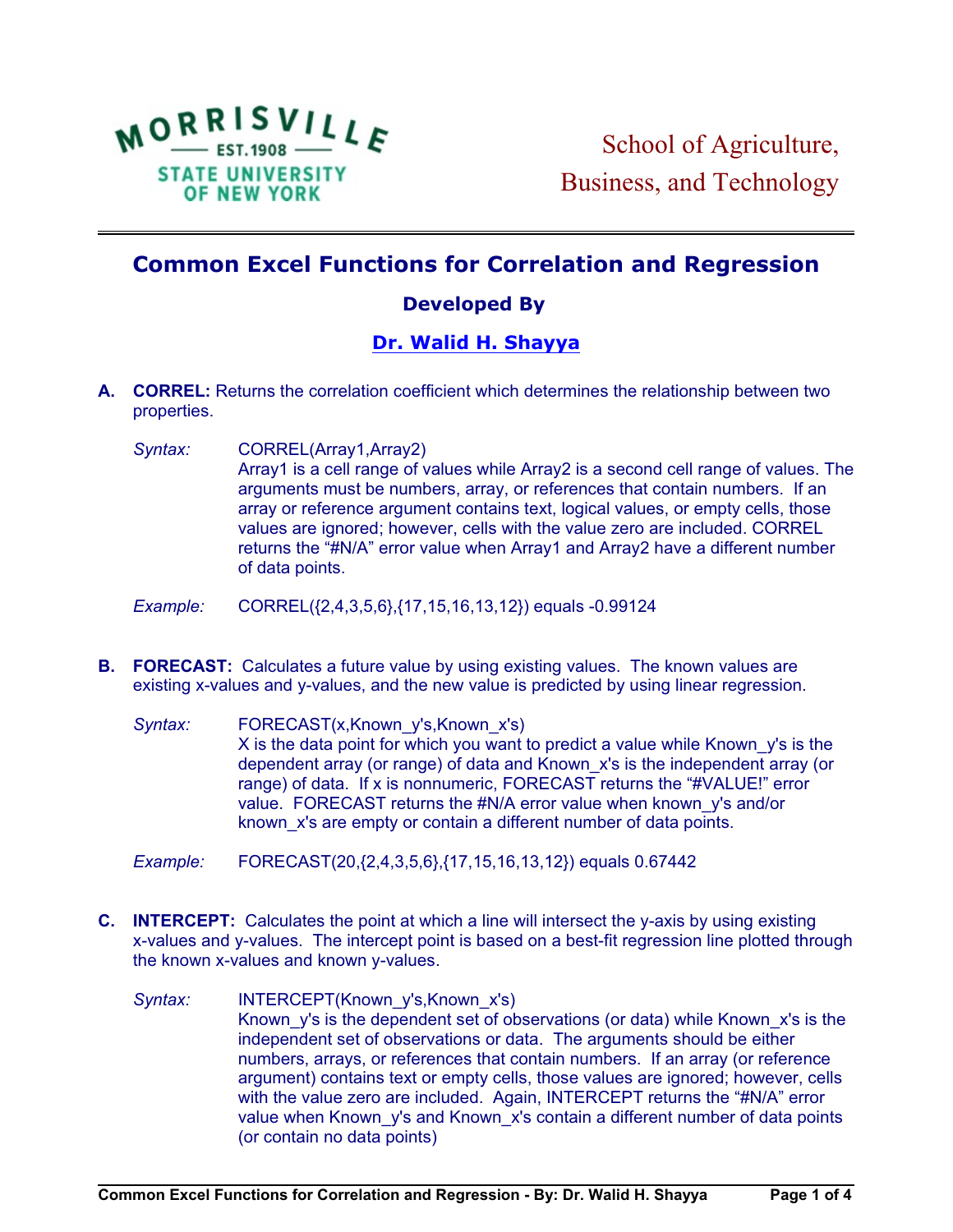School of Agriculture, Business, and Technology

MORRISVILLE — EST.1908 — STATE UNIVERSITY OF NEW YORK

# Common Excel Functions for Correlation and Regression

### Developed By

### Dr. Walid H. Shayya

**A. CORREL:** Returns the correlation coefficient which determines the relationship between two properties.

*Syntax:* CORREL(Array1,Array2)
Array1 is a cell range of values while Array2 is a second cell range of values. The arguments must be numbers, array, or references that contain numbers. If an array or reference argument contains text, logical values, or empty cells, those values are ignored; however, cells with the value zero are included. CORREL returns the "#N/A" error value when Array1 and Array2 have a different number of data points.

*Example:* CORREL({2,4,3,5,6},{17,15,16,13,12}) equals -0.99124

**B. FORECAST:** Calculates a future value by using existing values. The known values are existing x-values and y-values, and the new value is predicted by using linear regression.

*Syntax:* FORECAST(x,Known_y's,Known_x's)
X is the data point for which you want to predict a value while Known_y's is the dependent array (or range) of data and Known_x's is the independent array (or range) of data. If x is nonnumeric, FORECAST returns the "#VALUE!" error value. FORECAST returns the #N/A error value when known_y's and/or known_x's are empty or contain a different number of data points.

*Example:* FORECAST(20,{2,4,3,5,6},{17,15,16,13,12}) equals 0.67442

**C. INTERCEPT:** Calculates the point at which a line will intersect the y-axis by using existing x-values and y-values. The intercept point is based on a best-fit regression line plotted through the known x-values and known y-values.

*Syntax:* INTERCEPT(Known_y's,Known_x's)
Known_y's is the dependent set of observations (or data) while Known_x's is the independent set of observations or data. The arguments should be either numbers, arrays, or references that contain numbers. If an array (or reference argument) contains text or empty cells, those values are ignored; however, cells with the value zero are included. Again, INTERCEPT returns the "#N/A" error value when Known_y's and Known_x's contain a different number of data points (or contain no data points)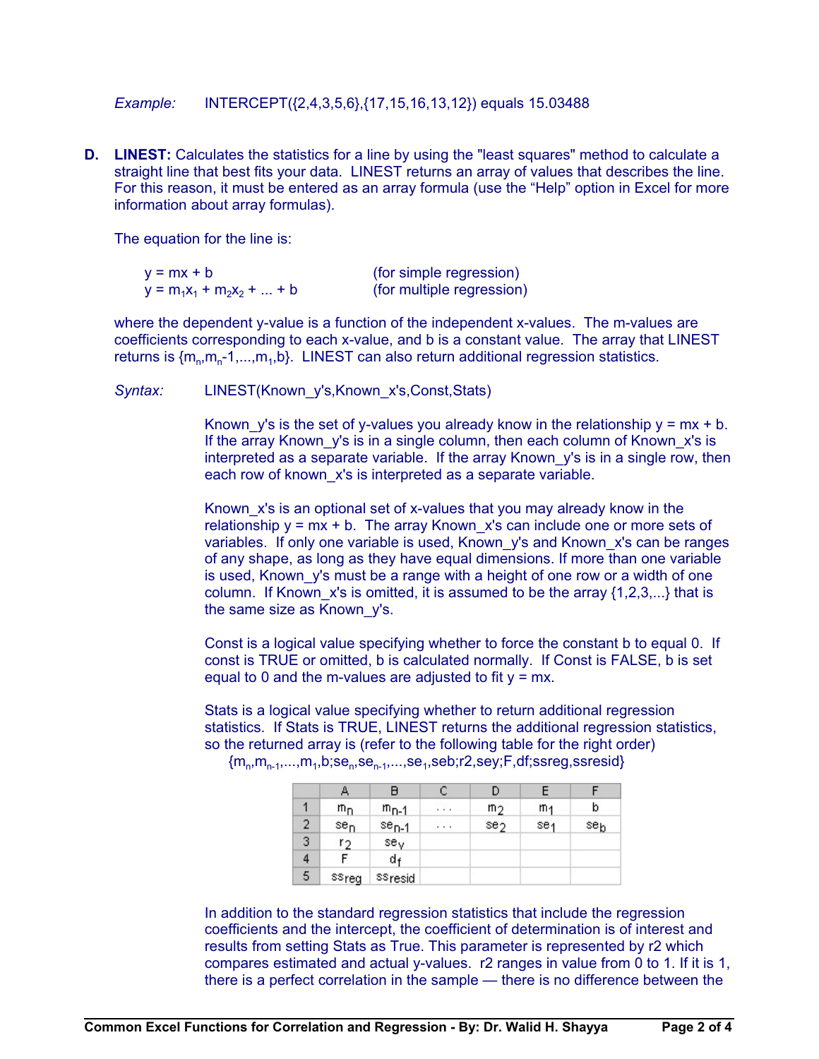*Example:* INTERCEPT({2,4,3,5,6},{17,15,16,13,12}) equals 15.03488

**D. LINEST:** Calculates the statistics for a line by using the "least squares" method to calculate a straight line that best fits your data. LINEST returns an array of values that describes the line. For this reason, it must be entered as an array formula (use the "Help" option in Excel for more information about array formulas).

The equation for the line is:

$y = mx + b$ (for simple regression)
$y = m_1x_1 + m_2x_2 + ... + b$ (for multiple regression)

where the dependent y-value is a function of the independent x-values. The m-values are coefficients corresponding to each x-value, and b is a constant value. The array that LINEST returns is $\{m_n,m_n\text{-}1,...,m_1,b\}$. LINEST can also return additional regression statistics.

*Syntax:* LINEST(Known_y's,Known_x's,Const,Stats)

Known_y's is the set of y-values you already know in the relationship y = mx + b. If the array Known_y's is in a single column, then each column of Known_x's is interpreted as a separate variable. If the array Known_y's is in a single row, then each row of known_x's is interpreted as a separate variable.

Known_x's is an optional set of x-values that you may already know in the relationship y = mx + b. The array Known_x's can include one or more sets of variables. If only one variable is used, Known_y's and Known_x's can be ranges of any shape, as long as they have equal dimensions. If more than one variable is used, Known_y's must be a range with a height of one row or a width of one column. If Known_x's is omitted, it is assumed to be the array {1,2,3,...} that is the same size as Known_y's.

Const is a logical value specifying whether to force the constant b to equal 0. If const is TRUE or omitted, b is calculated normally. If Const is FALSE, b is set equal to 0 and the m-values are adjusted to fit y = mx.

Stats is a logical value specifying whether to return additional regression statistics. If Stats is TRUE, LINEST returns the additional regression statistics, so the returned array is (refer to the following table for the right order)
$\{m_n,m_{n-1},...,m_1,b;se_n,se_{n-1},...,se_1,seb;r2,sey;F,df;ssreg,ssresid\}$

| | A | B | C | D | E | F |
|---|---|---|---|---|---|---|
| 1 | $m_n$ | $m_{n-1}$ | ... | $m_2$ | $m_1$ | $b$ |
| 2 | $se_n$ | $se_{n-1}$ | ... | $se_2$ | $se_1$ | $se_b$ |
| 3 | $r_2$ | $se_y$ | | | | |
| 4 | F | $d_f$ | | | | |
| 5 | $ss_{reg}$ | $ss_{resid}$ | | | | |

In addition to the standard regression statistics that include the regression coefficients and the intercept, the coefficient of determination is of interest and results from setting Stats as True. This parameter is represented by r2 which compares estimated and actual y-values. r2 ranges in value from 0 to 1. If it is 1, there is a perfect correlation in the sample — there is no difference between the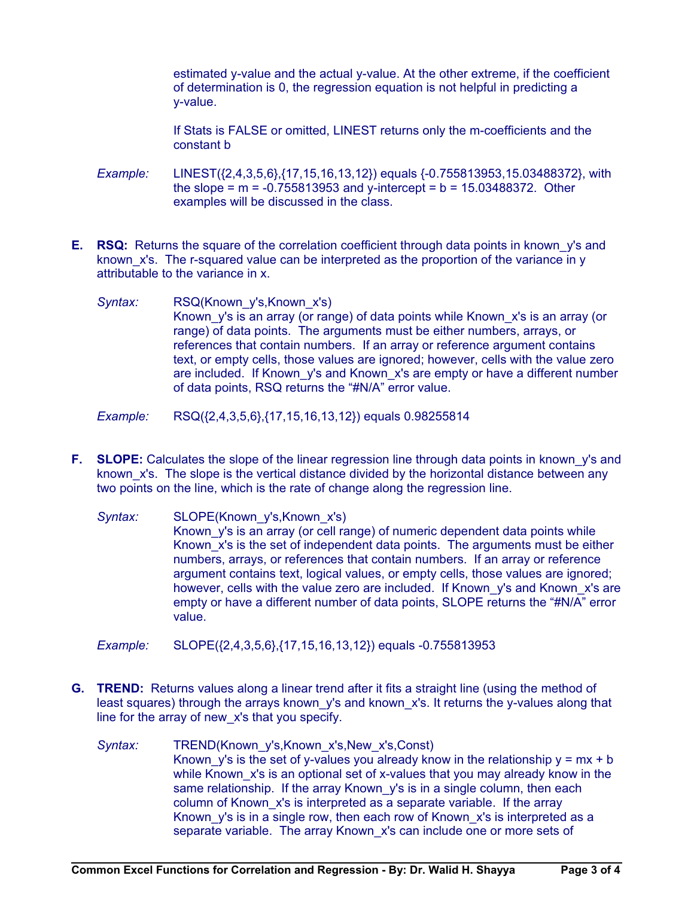estimated y-value and the actual y-value. At the other extreme, if the coefficient of determination is 0, the regression equation is not helpful in predicting a y-value.

If Stats is FALSE or omitted, LINEST returns only the m-coefficients and the constant b

*Example:* LINEST({2,4,3,5,6},{17,15,16,13,12}) equals {-0.755813953,15.03488372}, with the slope = m = -0.755813953 and y-intercept = b = 15.03488372. Other examples will be discussed in the class.

**E. RSQ:** Returns the square of the correlation coefficient through data points in known_y's and known_x's. The r-squared value can be interpreted as the proportion of the variance in y attributable to the variance in x.

*Syntax:* RSQ(Known_y's,Known_x's)
Known_y's is an array (or range) of data points while Known_x's is an array (or range) of data points. The arguments must be either numbers, arrays, or references that contain numbers. If an array or reference argument contains text, or empty cells, those values are ignored; however, cells with the value zero are included. If Known_y's and Known_x's are empty or have a different number of data points, RSQ returns the "#N/A" error value.

*Example:* RSQ({2,4,3,5,6},{17,15,16,13,12}) equals 0.98255814

**F. SLOPE:** Calculates the slope of the linear regression line through data points in known_y's and known_x's. The slope is the vertical distance divided by the horizontal distance between any two points on the line, which is the rate of change along the regression line.

*Syntax:* SLOPE(Known_y's,Known_x's)
Known_y's is an array (or cell range) of numeric dependent data points while Known_x's is the set of independent data points. The arguments must be either numbers, arrays, or references that contain numbers. If an array or reference argument contains text, logical values, or empty cells, those values are ignored; however, cells with the value zero are included. If Known_y's and Known_x's are empty or have a different number of data points, SLOPE returns the "#N/A" error value.

*Example:* SLOPE({2,4,3,5,6},{17,15,16,13,12}) equals -0.755813953

**G. TREND:** Returns values along a linear trend after it fits a straight line (using the method of least squares) through the arrays known_y's and known_x's. It returns the y-values along that line for the array of new_x's that you specify.

*Syntax:* TREND(Known_y's,Known_x's,New_x's,Const)
Known_y's is the set of y-values you already know in the relationship y = mx + b while Known_x's is an optional set of x-values that you may already know in the same relationship. If the array Known_y's is in a single column, then each column of Known_x's is interpreted as a separate variable. If the array Known_y's is in a single row, then each row of Known_x's is interpreted as a separate variable. The array Known_x's can include one or more sets of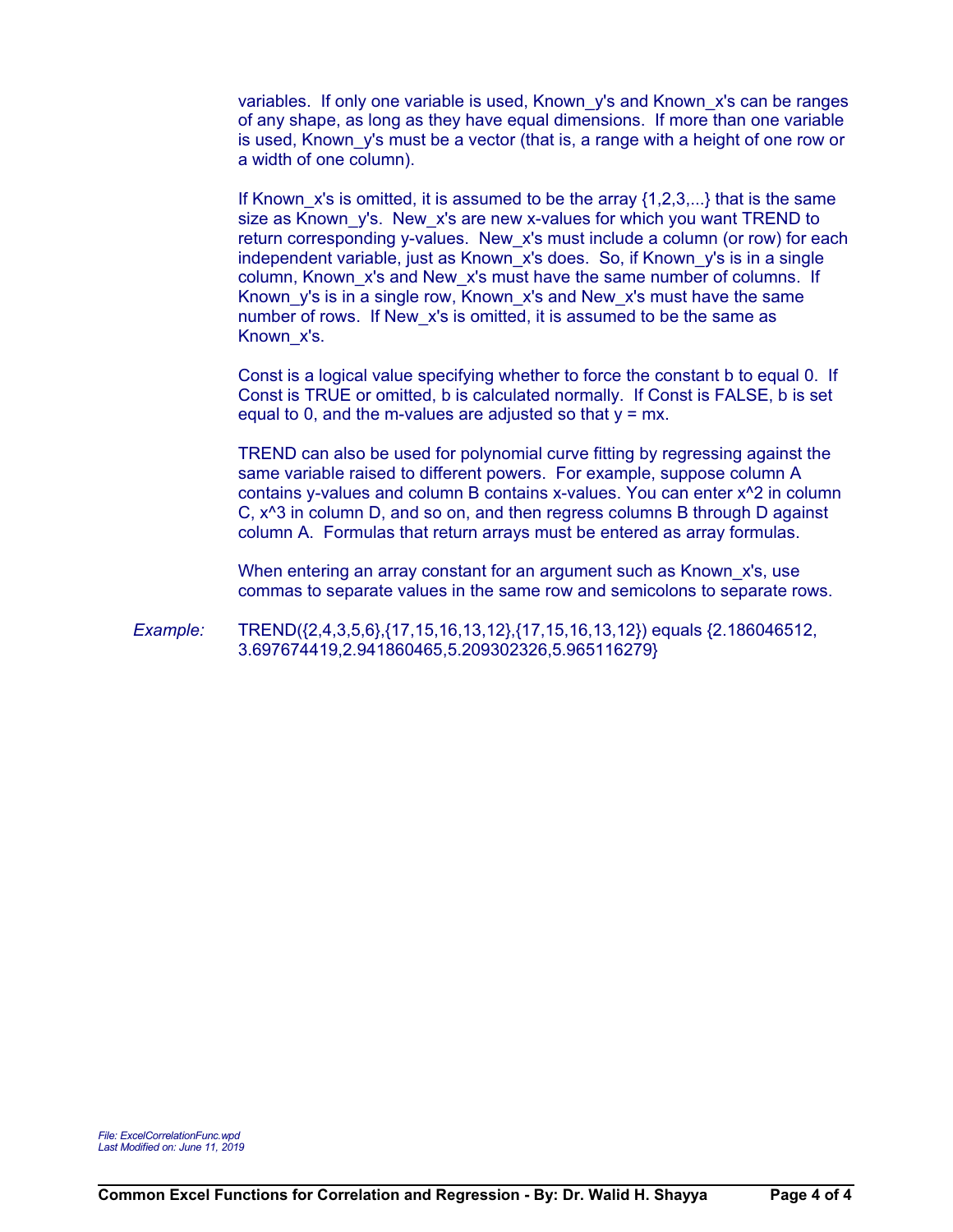variables. If only one variable is used, Known_y's and Known_x's can be ranges of any shape, as long as they have equal dimensions. If more than one variable is used, Known_y's must be a vector (that is, a range with a height of one row or a width of one column).

If Known_x's is omitted, it is assumed to be the array {1,2,3,...} that is the same size as Known_y's. New_x's are new x-values for which you want TREND to return corresponding y-values. New_x's must include a column (or row) for each independent variable, just as Known_x's does. So, if Known_y's is in a single column, Known_x's and New_x's must have the same number of columns. If Known_y's is in a single row, Known_x's and New_x's must have the same number of rows. If New_x's is omitted, it is assumed to be the same as Known_x's.

Const is a logical value specifying whether to force the constant b to equal 0. If Const is TRUE or omitted, b is calculated normally. If Const is FALSE, b is set equal to 0, and the m-values are adjusted so that $y = mx$.

TREND can also be used for polynomial curve fitting by regressing against the same variable raised to different powers. For example, suppose column A contains y-values and column B contains x-values. You can enter x^2 in column C, x^3 in column D, and so on, and then regress columns B through D against column A. Formulas that return arrays must be entered as array formulas.

When entering an array constant for an argument such as Known_x's, use commas to separate values in the same row and semicolons to separate rows.

*Example:* TREND({2,4,3,5,6},{17,15,16,13,12},{17,15,16,13,12}) equals {2.186046512, 3.697674419,2.941860465,5.209302326,5.965116279}

*File: ExcelCorrelationFunc.wpd*
*Last Modified on: June 11, 2019*